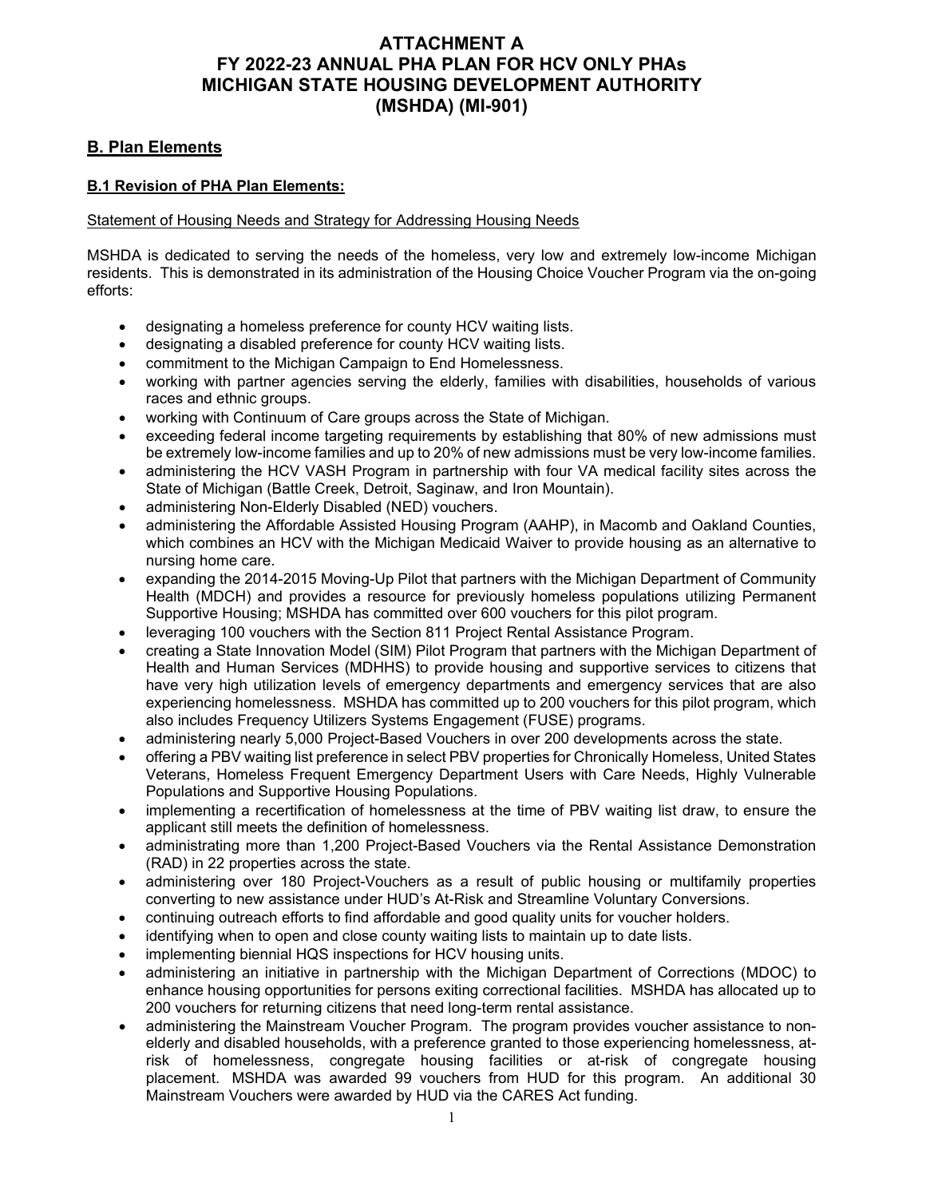# ATTACHMENT A
# FY 2022-23 ANNUAL PHA PLAN FOR HCV ONLY PHAs
# MICHIGAN STATE HOUSING DEVELOPMENT AUTHORITY (MSHDA) (MI-901)

## B. Plan Elements

### B.1 Revision of PHA Plan Elements:

Statement of Housing Needs and Strategy for Addressing Housing Needs

MSHDA is dedicated to serving the needs of the homeless, very low and extremely low-income Michigan residents. This is demonstrated in its administration of the Housing Choice Voucher Program via the on-going efforts:

- designating a homeless preference for county HCV waiting lists.
- designating a disabled preference for county HCV waiting lists.
- commitment to the Michigan Campaign to End Homelessness.
- working with partner agencies serving the elderly, families with disabilities, households of various races and ethnic groups.
- working with Continuum of Care groups across the State of Michigan.
- exceeding federal income targeting requirements by establishing that 80% of new admissions must be extremely low-income families and up to 20% of new admissions must be very low-income families.
- administering the HCV VASH Program in partnership with four VA medical facility sites across the State of Michigan (Battle Creek, Detroit, Saginaw, and Iron Mountain).
- administering Non-Elderly Disabled (NED) vouchers.
- administering the Affordable Assisted Housing Program (AAHP), in Macomb and Oakland Counties, which combines an HCV with the Michigan Medicaid Waiver to provide housing as an alternative to nursing home care.
- expanding the 2014-2015 Moving-Up Pilot that partners with the Michigan Department of Community Health (MDCH) and provides a resource for previously homeless populations utilizing Permanent Supportive Housing; MSHDA has committed over 600 vouchers for this pilot program.
- leveraging 100 vouchers with the Section 811 Project Rental Assistance Program.
- creating a State Innovation Model (SIM) Pilot Program that partners with the Michigan Department of Health and Human Services (MDHHS) to provide housing and supportive services to citizens that have very high utilization levels of emergency departments and emergency services that are also experiencing homelessness. MSHDA has committed up to 200 vouchers for this pilot program, which also includes Frequency Utilizers Systems Engagement (FUSE) programs.
- administering nearly 5,000 Project-Based Vouchers in over 200 developments across the state.
- offering a PBV waiting list preference in select PBV properties for Chronically Homeless, United States Veterans, Homeless Frequent Emergency Department Users with Care Needs, Highly Vulnerable Populations and Supportive Housing Populations.
- implementing a recertification of homelessness at the time of PBV waiting list draw, to ensure the applicant still meets the definition of homelessness.
- administrating more than 1,200 Project-Based Vouchers via the Rental Assistance Demonstration (RAD) in 22 properties across the state.
- administering over 180 Project-Vouchers as a result of public housing or multifamily properties converting to new assistance under HUD's At-Risk and Streamline Voluntary Conversions.
- continuing outreach efforts to find affordable and good quality units for voucher holders.
- identifying when to open and close county waiting lists to maintain up to date lists.
- implementing biennial HQS inspections for HCV housing units.
- administering an initiative in partnership with the Michigan Department of Corrections (MDOC) to enhance housing opportunities for persons exiting correctional facilities. MSHDA has allocated up to 200 vouchers for returning citizens that need long-term rental assistance.
- administering the Mainstream Voucher Program. The program provides voucher assistance to non-elderly and disabled households, with a preference granted to those experiencing homelessness, at-risk of homelessness, congregate housing facilities or at-risk of congregate housing placement. MSHDA was awarded 99 vouchers from HUD for this program. An additional 30 Mainstream Vouchers were awarded by HUD via the CARES Act funding.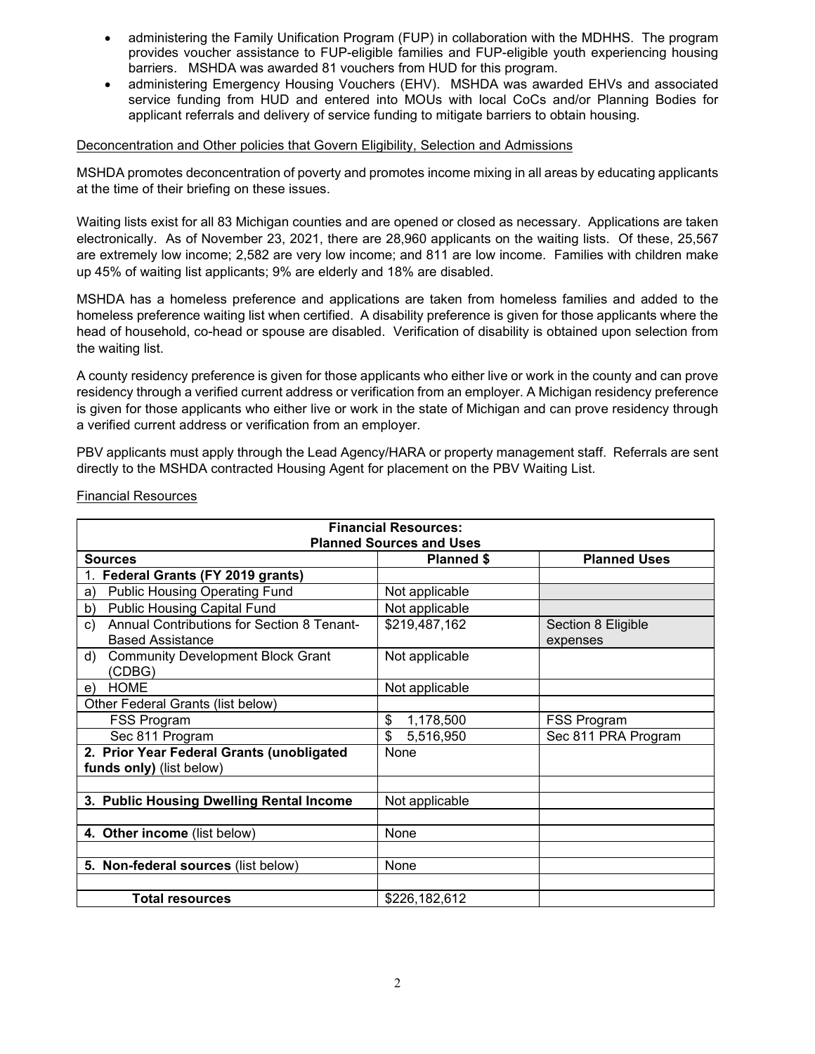- administering the Family Unification Program (FUP) in collaboration with the MDHHS. The program provides voucher assistance to FUP-eligible families and FUP-eligible youth experiencing housing barriers. MSHDA was awarded 81 vouchers from HUD for this program.
- administering Emergency Housing Vouchers (EHV). MSHDA was awarded EHVs and associated service funding from HUD and entered into MOUs with local CoCs and/or Planning Bodies for applicant referrals and delivery of service funding to mitigate barriers to obtain housing.

Deconcentration and Other policies that Govern Eligibility, Selection and Admissions

MSHDA promotes deconcentration of poverty and promotes income mixing in all areas by educating applicants at the time of their briefing on these issues.

Waiting lists exist for all 83 Michigan counties and are opened or closed as necessary. Applications are taken electronically. As of November 23, 2021, there are 28,960 applicants on the waiting lists. Of these, 25,567 are extremely low income; 2,582 are very low income; and 811 are low income. Families with children make up 45% of waiting list applicants; 9% are elderly and 18% are disabled.

MSHDA has a homeless preference and applications are taken from homeless families and added to the homeless preference waiting list when certified. A disability preference is given for those applicants where the head of household, co-head or spouse are disabled. Verification of disability is obtained upon selection from the waiting list.

A county residency preference is given for those applicants who either live or work in the county and can prove residency through a verified current address or verification from an employer. A Michigan residency preference is given for those applicants who either live or work in the state of Michigan and can prove residency through a verified current address or verification from an employer.

PBV applicants must apply through the Lead Agency/HARA or property management staff. Referrals are sent directly to the MSHDA contracted Housing Agent for placement on the PBV Waiting List.

Financial Resources

| Financial Resources: Planned Sources and Uses | | |
|---|---|---|
| **Sources** | **Planned $** | **Planned Uses** |
| 1. **Federal Grants (FY 2019 grants)** | | |
| a) Public Housing Operating Fund | Not applicable | |
| b) Public Housing Capital Fund | Not applicable | |
| c) Annual Contributions for Section 8 Tenant-Based Assistance | $219,487,162 | Section 8 Eligible expenses |
| d) Community Development Block Grant (CDBG) | Not applicable | |
| e) HOME | Not applicable | |
| Other Federal Grants (list below) | | |
| FSS Program | $ 1,178,500 | FSS Program |
| Sec 811 Program | $ 5,516,950 | Sec 811 PRA Program |
| **2. Prior Year Federal Grants (unobligated funds only)** (list below) | None | |
| | | |
| **3. Public Housing Dwelling Rental Income** | Not applicable | |
| | | |
| **4. Other income** (list below) | None | |
| | | |
| **5. Non-federal sources** (list below) | None | |
| | | |
| **Total resources** | $226,182,612 | |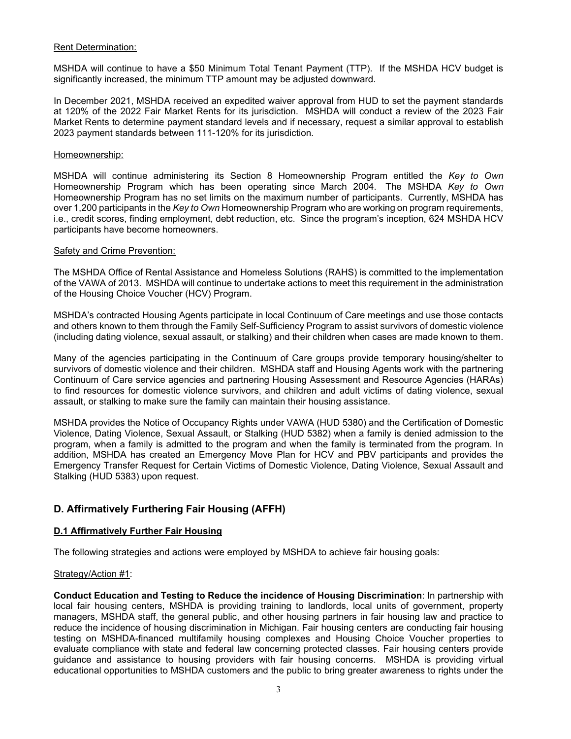Rent Determination:

MSHDA will continue to have a $50 Minimum Total Tenant Payment (TTP). If the MSHDA HCV budget is significantly increased, the minimum TTP amount may be adjusted downward.

In December 2021, MSHDA received an expedited waiver approval from HUD to set the payment standards at 120% of the 2022 Fair Market Rents for its jurisdiction. MSHDA will conduct a review of the 2023 Fair Market Rents to determine payment standard levels and if necessary, request a similar approval to establish 2023 payment standards between 111-120% for its jurisdiction.

Homeownership:

MSHDA will continue administering its Section 8 Homeownership Program entitled the *Key to Own* Homeownership Program which has been operating since March 2004. The MSHDA *Key to Own* Homeownership Program has no set limits on the maximum number of participants. Currently, MSHDA has over 1,200 participants in the *Key to Own* Homeownership Program who are working on program requirements, i.e., credit scores, finding employment, debt reduction, etc. Since the program's inception, 624 MSHDA HCV participants have become homeowners.

Safety and Crime Prevention:

The MSHDA Office of Rental Assistance and Homeless Solutions (RAHS) is committed to the implementation of the VAWA of 2013. MSHDA will continue to undertake actions to meet this requirement in the administration of the Housing Choice Voucher (HCV) Program.

MSHDA's contracted Housing Agents participate in local Continuum of Care meetings and use those contacts and others known to them through the Family Self-Sufficiency Program to assist survivors of domestic violence (including dating violence, sexual assault, or stalking) and their children when cases are made known to them.

Many of the agencies participating in the Continuum of Care groups provide temporary housing/shelter to survivors of domestic violence and their children. MSHDA staff and Housing Agents work with the partnering Continuum of Care service agencies and partnering Housing Assessment and Resource Agencies (HARAs) to find resources for domestic violence survivors, and children and adult victims of dating violence, sexual assault, or stalking to make sure the family can maintain their housing assistance.

MSHDA provides the Notice of Occupancy Rights under VAWA (HUD 5380) and the Certification of Domestic Violence, Dating Violence, Sexual Assault, or Stalking (HUD 5382) when a family is denied admission to the program, when a family is admitted to the program and when the family is terminated from the program. In addition, MSHDA has created an Emergency Move Plan for HCV and PBV participants and provides the Emergency Transfer Request for Certain Victims of Domestic Violence, Dating Violence, Sexual Assault and Stalking (HUD 5383) upon request.

## D. Affirmatively Furthering Fair Housing (AFFH)

### D.1 Affirmatively Further Fair Housing

The following strategies and actions were employed by MSHDA to achieve fair housing goals:

Strategy/Action #1:

**Conduct Education and Testing to Reduce the incidence of Housing Discrimination**: In partnership with local fair housing centers, MSHDA is providing training to landlords, local units of government, property managers, MSHDA staff, the general public, and other housing partners in fair housing law and practice to reduce the incidence of housing discrimination in Michigan. Fair housing centers are conducting fair housing testing on MSHDA-financed multifamily housing complexes and Housing Choice Voucher properties to evaluate compliance with state and federal law concerning protected classes. Fair housing centers provide guidance and assistance to housing providers with fair housing concerns. MSHDA is providing virtual educational opportunities to MSHDA customers and the public to bring greater awareness to rights under the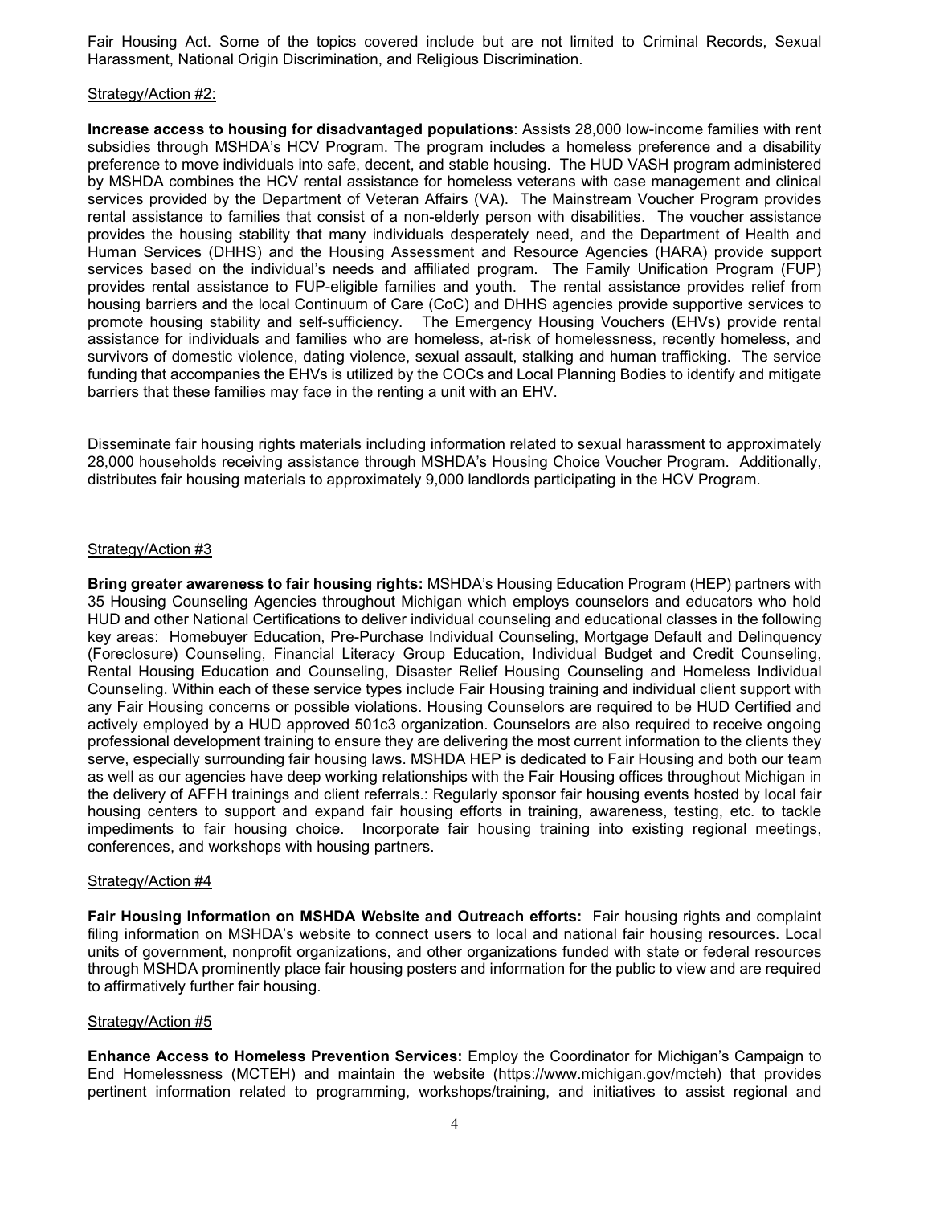Fair Housing Act. Some of the topics covered include but are not limited to Criminal Records, Sexual Harassment, National Origin Discrimination, and Religious Discrimination.

Strategy/Action #2:

**Increase access to housing for disadvantaged populations**: Assists 28,000 low-income families with rent subsidies through MSHDA's HCV Program. The program includes a homeless preference and a disability preference to move individuals into safe, decent, and stable housing. The HUD VASH program administered by MSHDA combines the HCV rental assistance for homeless veterans with case management and clinical services provided by the Department of Veteran Affairs (VA). The Mainstream Voucher Program provides rental assistance to families that consist of a non-elderly person with disabilities. The voucher assistance provides the housing stability that many individuals desperately need, and the Department of Health and Human Services (DHHS) and the Housing Assessment and Resource Agencies (HARA) provide support services based on the individual's needs and affiliated program. The Family Unification Program (FUP) provides rental assistance to FUP-eligible families and youth. The rental assistance provides relief from housing barriers and the local Continuum of Care (CoC) and DHHS agencies provide supportive services to promote housing stability and self-sufficiency. The Emergency Housing Vouchers (EHVs) provide rental assistance for individuals and families who are homeless, at-risk of homelessness, recently homeless, and survivors of domestic violence, dating violence, sexual assault, stalking and human trafficking. The service funding that accompanies the EHVs is utilized by the COCs and Local Planning Bodies to identify and mitigate barriers that these families may face in the renting a unit with an EHV.

Disseminate fair housing rights materials including information related to sexual harassment to approximately 28,000 households receiving assistance through MSHDA's Housing Choice Voucher Program. Additionally, distributes fair housing materials to approximately 9,000 landlords participating in the HCV Program.

Strategy/Action #3

**Bring greater awareness to fair housing rights:** MSHDA's Housing Education Program (HEP) partners with 35 Housing Counseling Agencies throughout Michigan which employs counselors and educators who hold HUD and other National Certifications to deliver individual counseling and educational classes in the following key areas: Homebuyer Education, Pre-Purchase Individual Counseling, Mortgage Default and Delinquency (Foreclosure) Counseling, Financial Literacy Group Education, Individual Budget and Credit Counseling, Rental Housing Education and Counseling, Disaster Relief Housing Counseling and Homeless Individual Counseling. Within each of these service types include Fair Housing training and individual client support with any Fair Housing concerns or possible violations. Housing Counselors are required to be HUD Certified and actively employed by a HUD approved 501c3 organization. Counselors are also required to receive ongoing professional development training to ensure they are delivering the most current information to the clients they serve, especially surrounding fair housing laws. MSHDA HEP is dedicated to Fair Housing and both our team as well as our agencies have deep working relationships with the Fair Housing offices throughout Michigan in the delivery of AFFH trainings and client referrals.: Regularly sponsor fair housing events hosted by local fair housing centers to support and expand fair housing efforts in training, awareness, testing, etc. to tackle impediments to fair housing choice. Incorporate fair housing training into existing regional meetings, conferences, and workshops with housing partners.

Strategy/Action #4

**Fair Housing Information on MSHDA Website and Outreach efforts:** Fair housing rights and complaint filing information on MSHDA's website to connect users to local and national fair housing resources. Local units of government, nonprofit organizations, and other organizations funded with state or federal resources through MSHDA prominently place fair housing posters and information for the public to view and are required to affirmatively further fair housing.

Strategy/Action #5

**Enhance Access to Homeless Prevention Services:** Employ the Coordinator for Michigan's Campaign to End Homelessness (MCTEH) and maintain the website (https://www.michigan.gov/mcteh) that provides pertinent information related to programming, workshops/training, and initiatives to assist regional and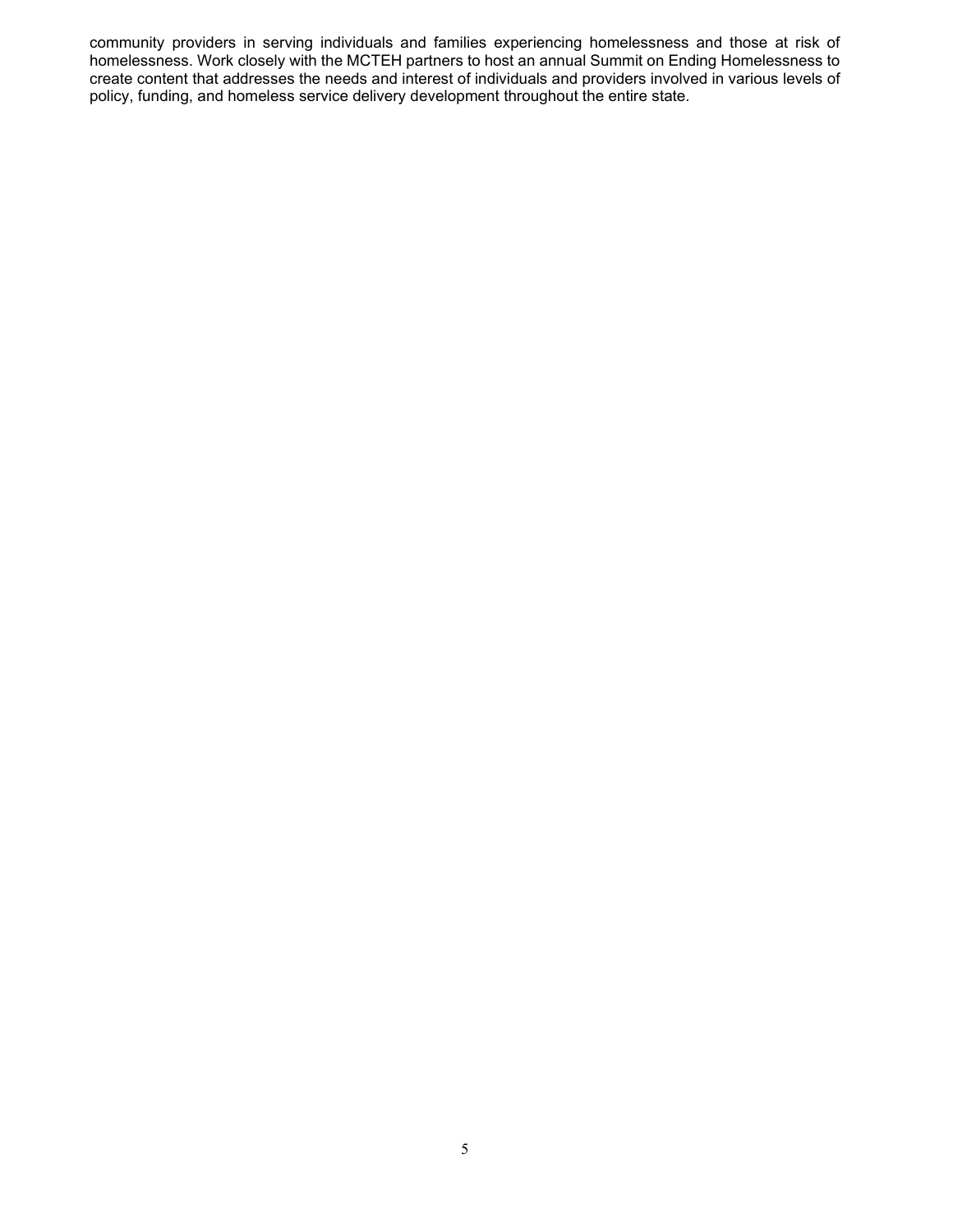community providers in serving individuals and families experiencing homelessness and those at risk of homelessness. Work closely with the MCTEH partners to host an annual Summit on Ending Homelessness to create content that addresses the needs and interest of individuals and providers involved in various levels of policy, funding, and homeless service delivery development throughout the entire state.